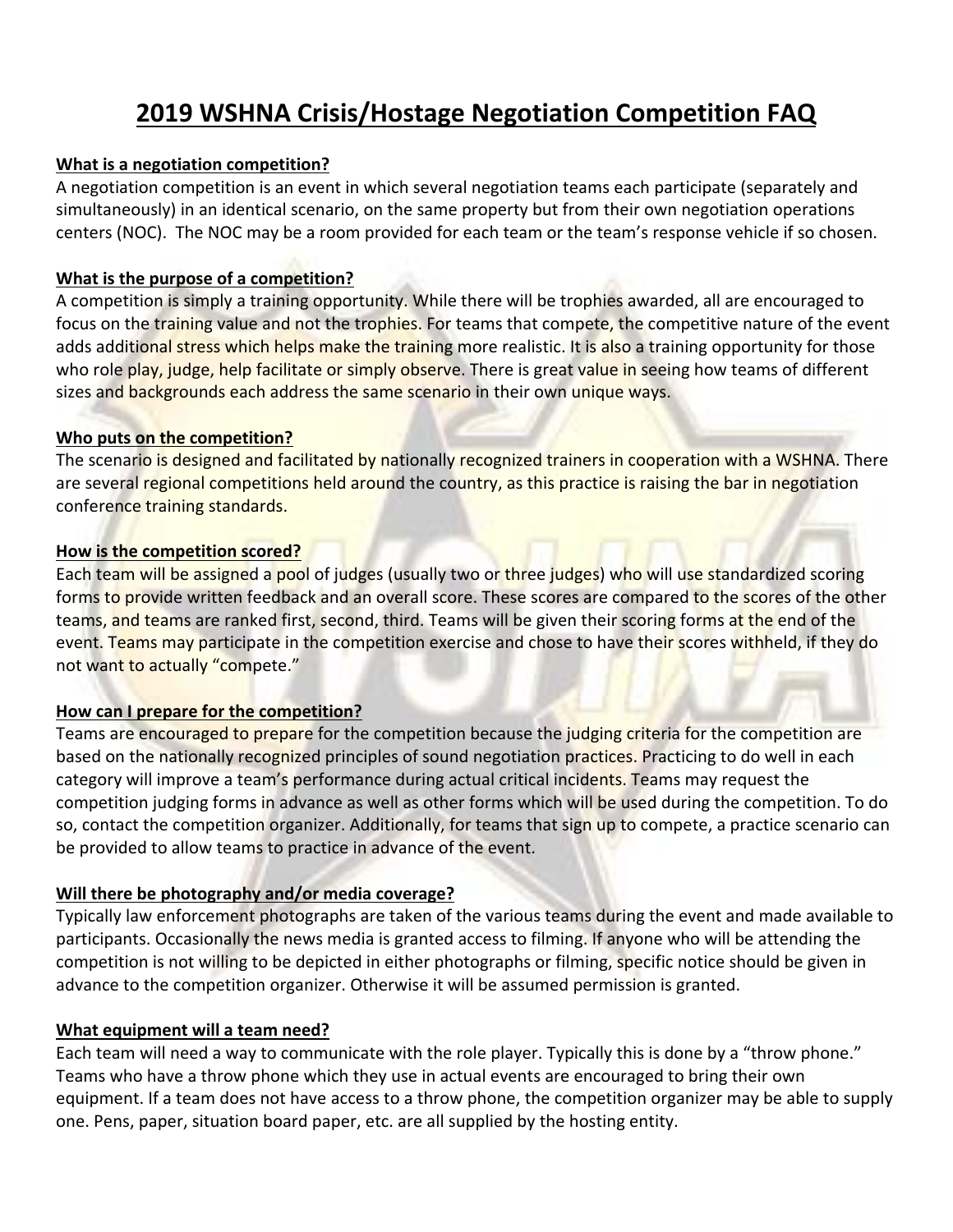# 2019 WSHNA Crisis/Hostage Negotiation Competition FAQ

**What is a negotiation competition?**

A negotiation competition is an event in which several negotiation teams each participate (separately and simultaneously) in an identical scenario, on the same property but from their own negotiation operations centers (NOC). The NOC may be a room provided for each team or the team's response vehicle if so chosen.

**What is the purpose of a competition?**

A competition is simply a training opportunity. While there will be trophies awarded, all are encouraged to focus on the training value and not the trophies. For teams that compete, the competitive nature of the event adds additional stress which helps make the training more realistic. It is also a training opportunity for those who role play, judge, help facilitate or simply observe. There is great value in seeing how teams of different sizes and backgrounds each address the same scenario in their own unique ways.

**Who puts on the competition?**

The scenario is designed and facilitated by nationally recognized trainers in cooperation with a WSHNA. There are several regional competitions held around the country, as this practice is raising the bar in negotiation conference training standards.

**How is the competition scored?**

Each team will be assigned a pool of judges (usually two or three judges) who will use standardized scoring forms to provide written feedback and an overall score. These scores are compared to the scores of the other teams, and teams are ranked first, second, third. Teams will be given their scoring forms at the end of the event. Teams may participate in the competition exercise and chose to have their scores withheld, if they do not want to actually "compete."

**How can I prepare for the competition?**

Teams are encouraged to prepare for the competition because the judging criteria for the competition are based on the nationally recognized principles of sound negotiation practices. Practicing to do well in each category will improve a team's performance during actual critical incidents. Teams may request the competition judging forms in advance as well as other forms which will be used during the competition. To do so, contact the competition organizer. Additionally, for teams that sign up to compete, a practice scenario can be provided to allow teams to practice in advance of the event.

**Will there be photography and/or media coverage?**

Typically law enforcement photographs are taken of the various teams during the event and made available to participants. Occasionally the news media is granted access to filming. If anyone who will be attending the competition is not willing to be depicted in either photographs or filming, specific notice should be given in advance to the competition organizer. Otherwise it will be assumed permission is granted.

**What equipment will a team need?**

Each team will need a way to communicate with the role player. Typically this is done by a "throw phone." Teams who have a throw phone which they use in actual events are encouraged to bring their own equipment. If a team does not have access to a throw phone, the competition organizer may be able to supply one. Pens, paper, situation board paper, etc. are all supplied by the hosting entity.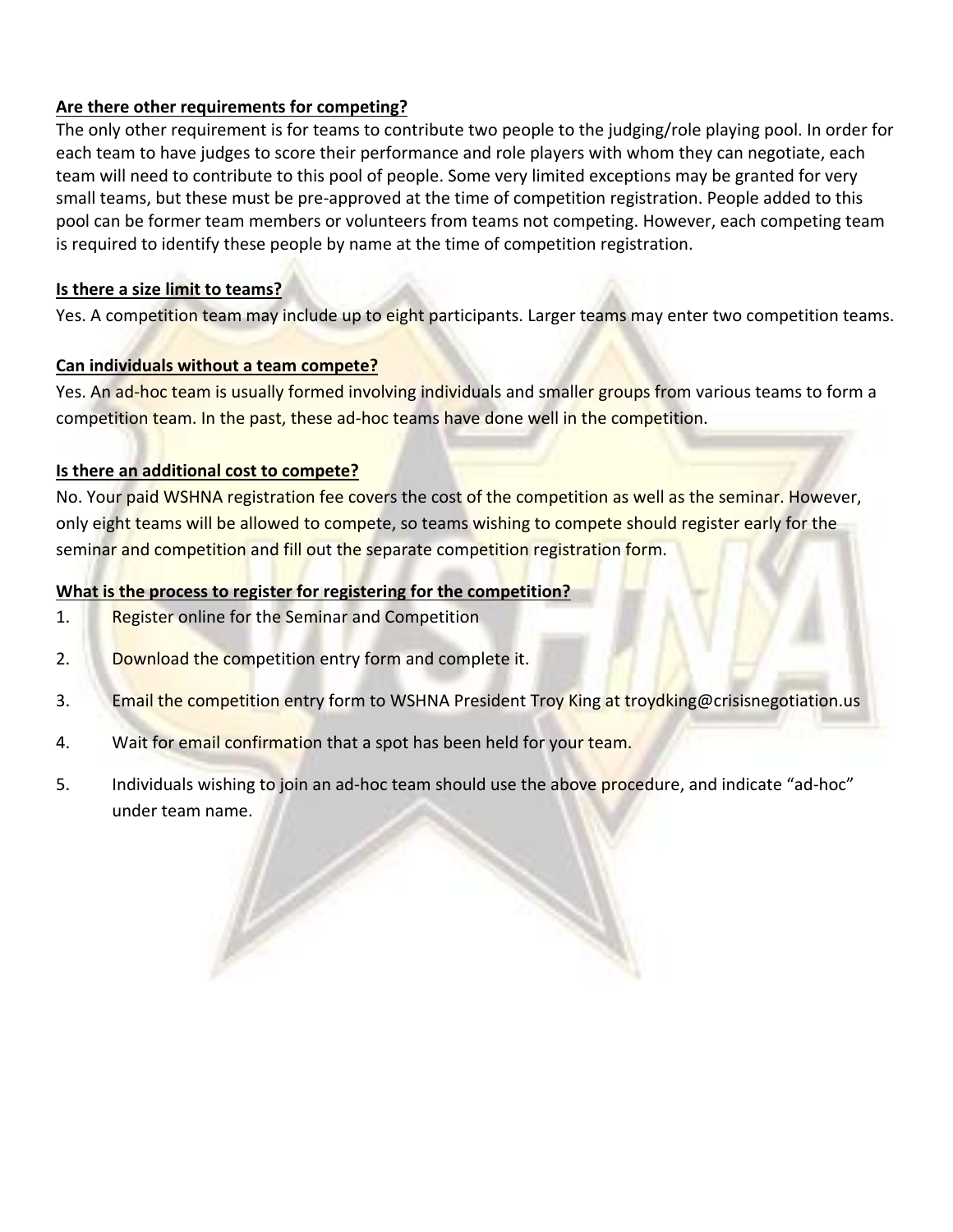**Are there other requirements for competing?**

The only other requirement is for teams to contribute two people to the judging/role playing pool. In order for each team to have judges to score their performance and role players with whom they can negotiate, each team will need to contribute to this pool of people. Some very limited exceptions may be granted for very small teams, but these must be pre-approved at the time of competition registration. People added to this pool can be former team members or volunteers from teams not competing. However, each competing team is required to identify these people by name at the time of competition registration.

**Is there a size limit to teams?**

Yes. A competition team may include up to eight participants. Larger teams may enter two competition teams.

**Can individuals without a team compete?**

Yes. An ad-hoc team is usually formed involving individuals and smaller groups from various teams to form a competition team. In the past, these ad-hoc teams have done well in the competition.

**Is there an additional cost to compete?**

No. Your paid WSHNA registration fee covers the cost of the competition as well as the seminar. However, only eight teams will be allowed to compete, so teams wishing to compete should register early for the seminar and competition and fill out the separate competition registration form.

**What is the process to register for registering for the competition?**

1. Register online for the Seminar and Competition
2. Download the competition entry form and complete it.
3. Email the competition entry form to WSHNA President Troy King at troydking@crisisnegotiation.us
4. Wait for email confirmation that a spot has been held for your team.
5. Individuals wishing to join an ad-hoc team should use the above procedure, and indicate "ad-hoc" under team name.